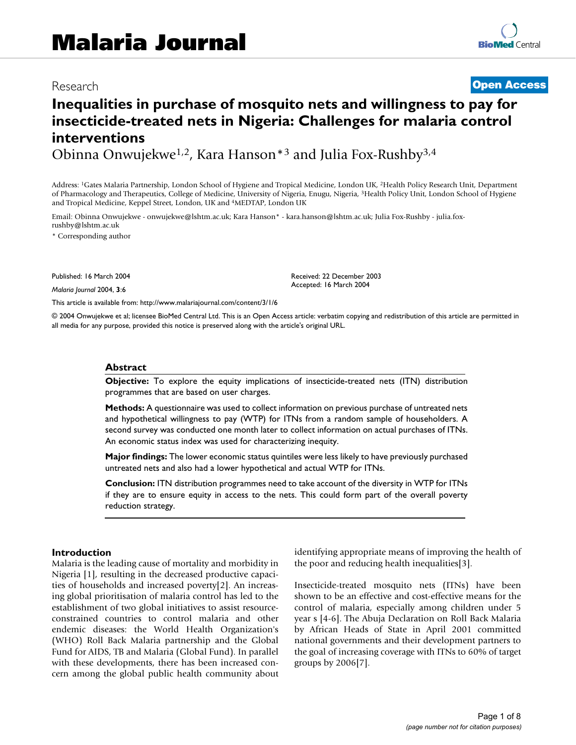Research **Open Access**

# Inequalities in purchase of mosquito nets and willingness to pay for insecticide-treated nets in Nigeria: Challenges for malaria control interventions

Obinna Onwujekwe[1,2], Kara Hanson*[3] and Julia Fox-Rushby[3,4]

Address: [1]Gates Malaria Partnership, London School of Hygiene and Tropical Medicine, London UK, [2]Health Policy Research Unit, Department of Pharmacology and Therapeutics, College of Medicine, University of Nigeria, Enugu, Nigeria, [3]Health Policy Unit, London School of Hygiene and Tropical Medicine, Keppel Street, London, UK and [4]MEDTAP, London UK

Email: Obinna Onwujekwe - onwujekwe@lshtm.ac.uk; Kara Hanson* - kara.hanson@lshtm.ac.uk; Julia Fox-Rushby - julia.fox-rushby@lshtm.ac.uk

* Corresponding author

Published: 16 March 2004

*Malaria Journal* 2004, **3**:6

Received: 22 December 2003
Accepted: 16 March 2004

This article is available from: http://www.malariajournal.com/content/3/1/6

© 2004 Onwujekwe et al; licensee BioMed Central Ltd. This is an Open Access article: verbatim copying and redistribution of this article are permitted in all media for any purpose, provided this notice is preserved along with the article's original URL.

## Abstract

**Objective:** To explore the equity implications of insecticide-treated nets (ITN) distribution programmes that are based on user charges.

**Methods:** A questionnaire was used to collect information on previous purchase of untreated nets and hypothetical willingness to pay (WTP) for ITNs from a random sample of householders. A second survey was conducted one month later to collect information on actual purchases of ITNs. An economic status index was used for characterizing inequity.

**Major findings:** The lower economic status quintiles were less likely to have previously purchased untreated nets and also had a lower hypothetical and actual WTP for ITNs.

**Conclusion:** ITN distribution programmes need to take account of the diversity in WTP for ITNs if they are to ensure equity in access to the nets. This could form part of the overall poverty reduction strategy.

## Introduction

Malaria is the leading cause of mortality and morbidity in Nigeria [1], resulting in the decreased productive capacities of households and increased poverty[2]. An increasing global prioritisation of malaria control has led to the establishment of two global initiatives to assist resource-constrained countries to control malaria and other endemic diseases: the World Health Organization's (WHO) Roll Back Malaria partnership and the Global Fund for AIDS, TB and Malaria (Global Fund). In parallel with these developments, there has been increased concern among the global public health community about identifying appropriate means of improving the health of the poor and reducing health inequalities[3].

Insecticide-treated mosquito nets (ITNs) have been shown to be an effective and cost-effective means for the control of malaria, especially among children under 5 year s [4-6]. The Abuja Declaration on Roll Back Malaria by African Heads of State in April 2001 committed national governments and their development partners to the goal of increasing coverage with ITNs to 60% of target groups by 2006[7].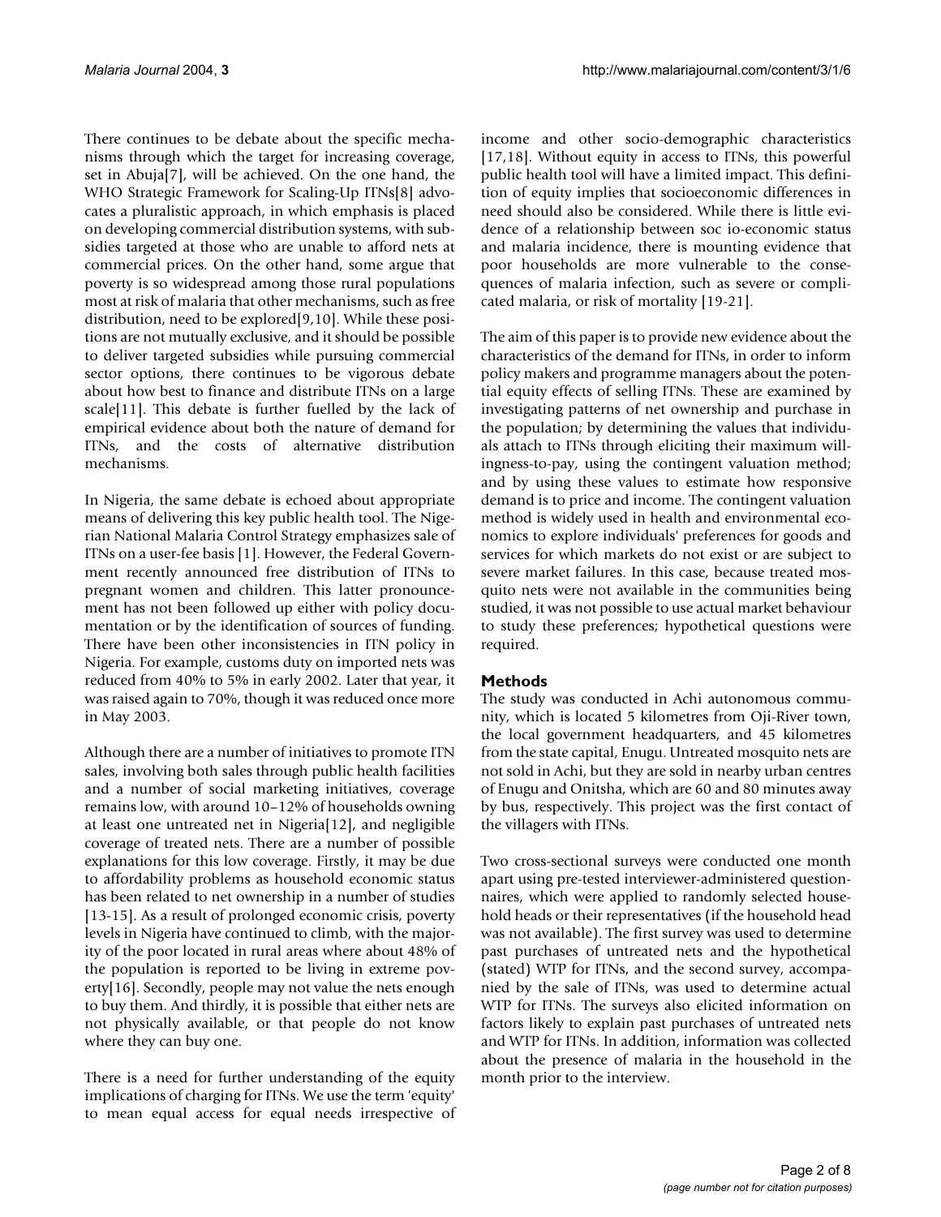There continues to be debate about the specific mechanisms through which the target for increasing coverage, set in Abuja[7], will be achieved. On the one hand, the WHO Strategic Framework for Scaling-Up ITNs[8] advocates a pluralistic approach, in which emphasis is placed on developing commercial distribution systems, with subsidies targeted at those who are unable to afford nets at commercial prices. On the other hand, some argue that poverty is so widespread among those rural populations most at risk of malaria that other mechanisms, such as free distribution, need to be explored[9,10]. While these positions are not mutually exclusive, and it should be possible to deliver targeted subsidies while pursuing commercial sector options, there continues to be vigorous debate about how best to finance and distribute ITNs on a large scale[11]. This debate is further fuelled by the lack of empirical evidence about both the nature of demand for ITNs, and the costs of alternative distribution mechanisms.

In Nigeria, the same debate is echoed about appropriate means of delivering this key public health tool. The Nigerian National Malaria Control Strategy emphasizes sale of ITNs on a user-fee basis [1]. However, the Federal Government recently announced free distribution of ITNs to pregnant women and children. This latter pronouncement has not been followed up either with policy documentation or by the identification of sources of funding. There have been other inconsistencies in ITN policy in Nigeria. For example, customs duty on imported nets was reduced from 40% to 5% in early 2002. Later that year, it was raised again to 70%, though it was reduced once more in May 2003.

Although there are a number of initiatives to promote ITN sales, involving both sales through public health facilities and a number of social marketing initiatives, coverage remains low, with around 10–12% of households owning at least one untreated net in Nigeria[12], and negligible coverage of treated nets. There are a number of possible explanations for this low coverage. Firstly, it may be due to affordability problems as household economic status has been related to net ownership in a number of studies [13-15]. As a result of prolonged economic crisis, poverty levels in Nigeria have continued to climb, with the majority of the poor located in rural areas where about 48% of the population is reported to be living in extreme poverty[16]. Secondly, people may not value the nets enough to buy them. And thirdly, it is possible that either nets are not physically available, or that people do not know where they can buy one.

There is a need for further understanding of the equity implications of charging for ITNs. We use the term 'equity' to mean equal access for equal needs irrespective of income and other socio-demographic characteristics [17,18]. Without equity in access to ITNs, this powerful public health tool will have a limited impact. This definition of equity implies that socioeconomic differences in need should also be considered. While there is little evidence of a relationship between soc io-economic status and malaria incidence, there is mounting evidence that poor households are more vulnerable to the consequences of malaria infection, such as severe or complicated malaria, or risk of mortality [19-21].

The aim of this paper is to provide new evidence about the characteristics of the demand for ITNs, in order to inform policy makers and programme managers about the potential equity effects of selling ITNs. These are examined by investigating patterns of net ownership and purchase in the population; by determining the values that individuals attach to ITNs through eliciting their maximum willingness-to-pay, using the contingent valuation method; and by using these values to estimate how responsive demand is to price and income. The contingent valuation method is widely used in health and environmental economics to explore individuals' preferences for goods and services for which markets do not exist or are subject to severe market failures. In this case, because treated mosquito nets were not available in the communities being studied, it was not possible to use actual market behaviour to study these preferences; hypothetical questions were required.

## Methods

The study was conducted in Achi autonomous community, which is located 5 kilometres from Oji-River town, the local government headquarters, and 45 kilometres from the state capital, Enugu. Untreated mosquito nets are not sold in Achi, but they are sold in nearby urban centres of Enugu and Onitsha, which are 60 and 80 minutes away by bus, respectively. This project was the first contact of the villagers with ITNs.

Two cross-sectional surveys were conducted one month apart using pre-tested interviewer-administered questionnaires, which were applied to randomly selected household heads or their representatives (if the household head was not available). The first survey was used to determine past purchases of untreated nets and the hypothetical (stated) WTP for ITNs, and the second survey, accompanied by the sale of ITNs, was used to determine actual WTP for ITNs. The surveys also elicited information on factors likely to explain past purchases of untreated nets and WTP for ITNs. In addition, information was collected about the presence of malaria in the household in the month prior to the interview.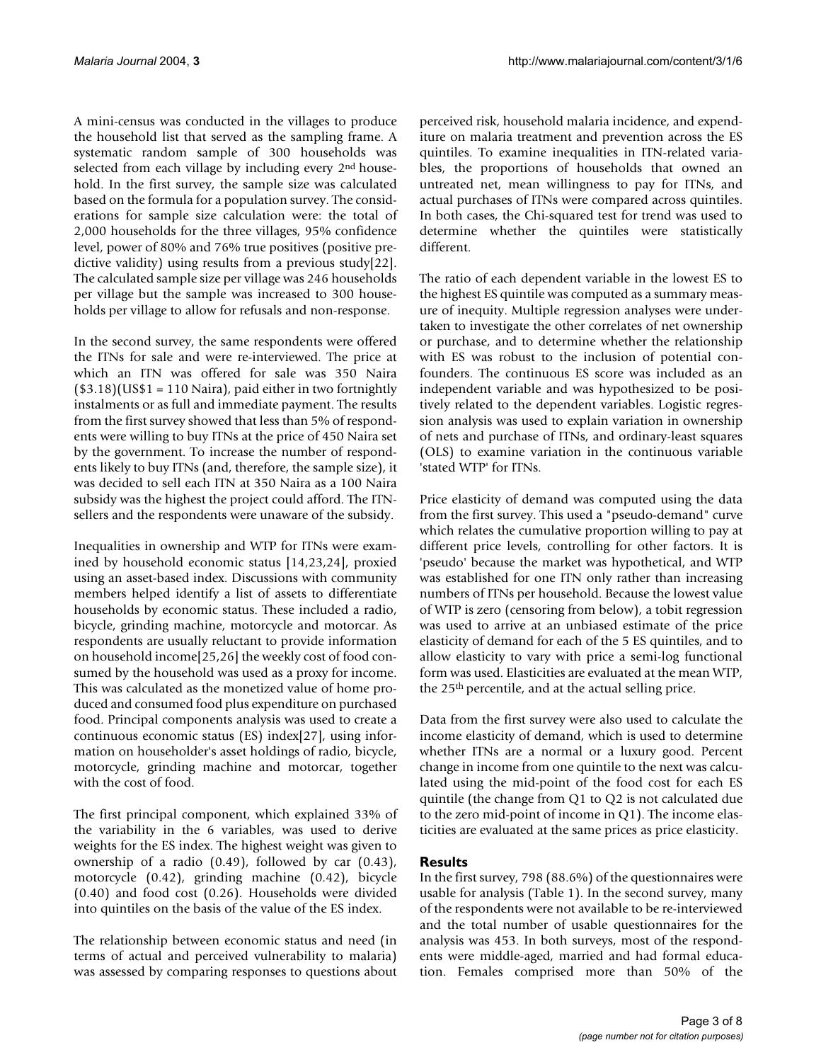A mini-census was conducted in the villages to produce the household list that served as the sampling frame. A systematic random sample of 300 households was selected from each village by including every 2nd household. In the first survey, the sample size was calculated based on the formula for a population survey. The considerations for sample size calculation were: the total of 2,000 households for the three villages, 95% confidence level, power of 80% and 76% true positives (positive predictive validity) using results from a previous study[22]. The calculated sample size per village was 246 households per village but the sample was increased to 300 households per village to allow for refusals and non-response.

In the second survey, the same respondents were offered the ITNs for sale and were re-interviewed. The price at which an ITN was offered for sale was 350 Naira ($3.18)(US$1 = 110 Naira), paid either in two fortnightly instalments or as full and immediate payment. The results from the first survey showed that less than 5% of respondents were willing to buy ITNs at the price of 450 Naira set by the government. To increase the number of respondents likely to buy ITNs (and, therefore, the sample size), it was decided to sell each ITN at 350 Naira as a 100 Naira subsidy was the highest the project could afford. The ITN-sellers and the respondents were unaware of the subsidy.

Inequalities in ownership and WTP for ITNs were examined by household economic status [14,23,24], proxied using an asset-based index. Discussions with community members helped identify a list of assets to differentiate households by economic status. These included a radio, bicycle, grinding machine, motorcycle and motorcar. As respondents are usually reluctant to provide information on household income[25,26] the weekly cost of food consumed by the household was used as a proxy for income. This was calculated as the monetized value of home produced and consumed food plus expenditure on purchased food. Principal components analysis was used to create a continuous economic status (ES) index[27], using information on householder's asset holdings of radio, bicycle, motorcycle, grinding machine and motorcar, together with the cost of food.

The first principal component, which explained 33% of the variability in the 6 variables, was used to derive weights for the ES index. The highest weight was given to ownership of a radio (0.49), followed by car (0.43), motorcycle (0.42), grinding machine (0.42), bicycle (0.40) and food cost (0.26). Households were divided into quintiles on the basis of the value of the ES index.

The relationship between economic status and need (in terms of actual and perceived vulnerability to malaria) was assessed by comparing responses to questions about perceived risk, household malaria incidence, and expenditure on malaria treatment and prevention across the ES quintiles. To examine inequalities in ITN-related variables, the proportions of households that owned an untreated net, mean willingness to pay for ITNs, and actual purchases of ITNs were compared across quintiles. In both cases, the Chi-squared test for trend was used to determine whether the quintiles were statistically different.

The ratio of each dependent variable in the lowest ES to the highest ES quintile was computed as a summary measure of inequity. Multiple regression analyses were undertaken to investigate the other correlates of net ownership or purchase, and to determine whether the relationship with ES was robust to the inclusion of potential confounders. The continuous ES score was included as an independent variable and was hypothesized to be positively related to the dependent variables. Logistic regression analysis was used to explain variation in ownership of nets and purchase of ITNs, and ordinary-least squares (OLS) to examine variation in the continuous variable 'stated WTP' for ITNs.

Price elasticity of demand was computed using the data from the first survey. This used a "pseudo-demand" curve which relates the cumulative proportion willing to pay at different price levels, controlling for other factors. It is 'pseudo' because the market was hypothetical, and WTP was established for one ITN only rather than increasing numbers of ITNs per household. Because the lowest value of WTP is zero (censoring from below), a tobit regression was used to arrive at an unbiased estimate of the price elasticity of demand for each of the 5 ES quintiles, and to allow elasticity to vary with price a semi-log functional form was used. Elasticities are evaluated at the mean WTP, the 25th percentile, and at the actual selling price.

Data from the first survey were also used to calculate the income elasticity of demand, which is used to determine whether ITNs are a normal or a luxury good. Percent change in income from one quintile to the next was calculated using the mid-point of the food cost for each ES quintile (the change from Q1 to Q2 is not calculated due to the zero mid-point of income in Q1). The income elasticities are evaluated at the same prices as price elasticity.

## Results

In the first survey, 798 (88.6%) of the questionnaires were usable for analysis (Table 1). In the second survey, many of the respondents were not available to be re-interviewed and the total number of usable questionnaires for the analysis was 453. In both surveys, most of the respondents were middle-aged, married and had formal education. Females comprised more than 50% of the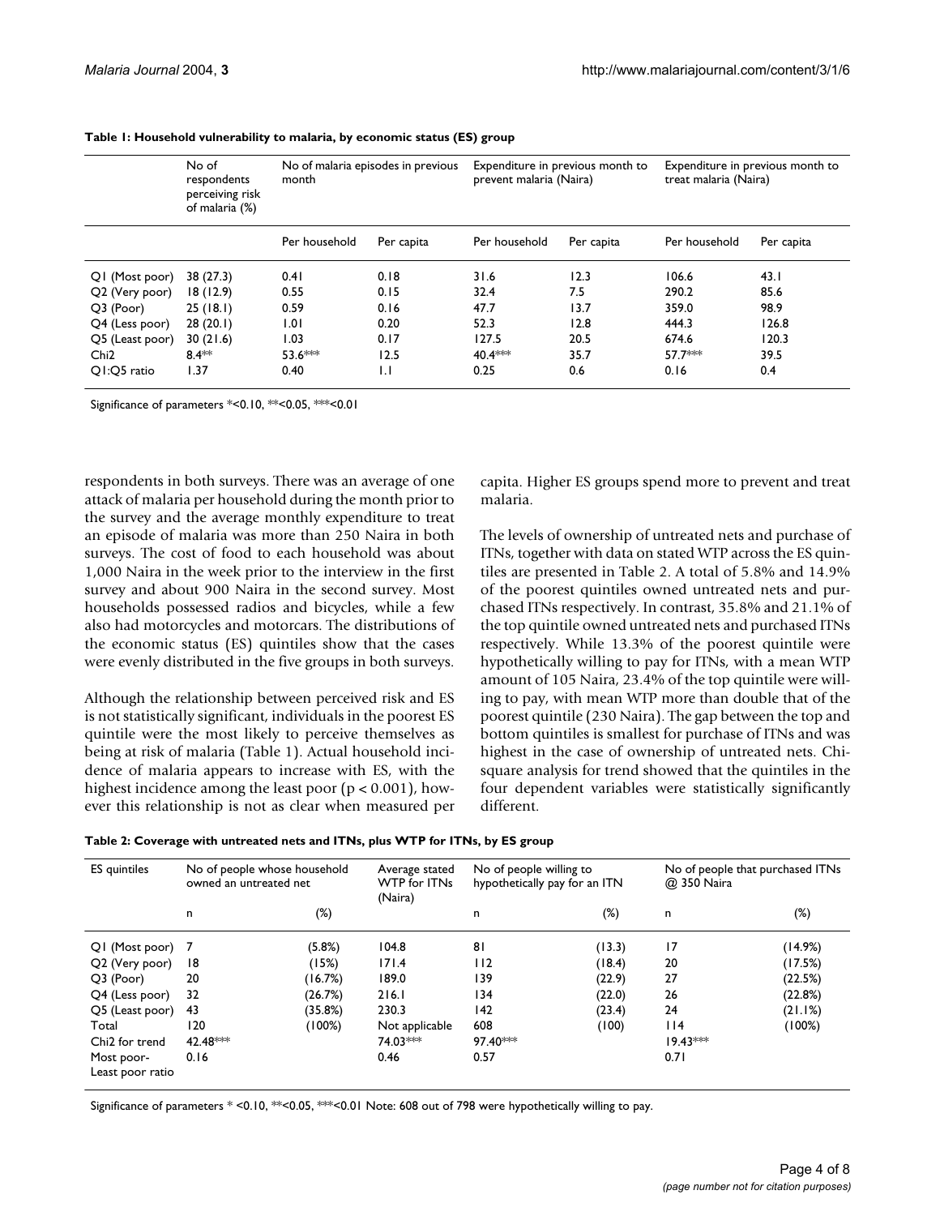**Table 1: Household vulnerability to malaria, by economic status (ES) group**

| | No of respondents perceiving risk of malaria (%) | No of malaria episodes in previous month | | Expenditure in previous month to prevent malaria (Naira) | | Expenditure in previous month to treat malaria (Naira) | |
|---|---|---|---|---|---|---|---|
| | | Per household | Per capita | Per household | Per capita | Per household | Per capita |
| Q1 (Most poor) | 38 (27.3) | 0.41 | 0.18 | 31.6 | 12.3 | 106.6 | 43.1 |
| Q2 (Very poor) | 18 (12.9) | 0.55 | 0.15 | 32.4 | 7.5 | 290.2 | 85.6 |
| Q3 (Poor) | 25 (18.1) | 0.59 | 0.16 | 47.7 | 13.7 | 359.0 | 98.9 |
| Q4 (Less poor) | 28 (20.1) | 1.01 | 0.20 | 52.3 | 12.8 | 444.3 | 126.8 |
| Q5 (Least poor) | 30 (21.6) | 1.03 | 0.17 | 127.5 | 20.5 | 674.6 | 120.3 |
| Chi2 | 8.4** | 53.6*** | 12.5 | 40.4*** | 35.7 | 57.7*** | 39.5 |
| Q1:Q5 ratio | 1.37 | 0.40 | 1.1 | 0.25 | 0.6 | 0.16 | 0.4 |

Significance of parameters *<0.10, **<0.05, ***<0.01

respondents in both surveys. There was an average of one attack of malaria per household during the month prior to the survey and the average monthly expenditure to treat an episode of malaria was more than 250 Naira in both surveys. The cost of food to each household was about 1,000 Naira in the week prior to the interview in the first survey and about 900 Naira in the second survey. Most households possessed radios and bicycles, while a few also had motorcycles and motorcars. The distributions of the economic status (ES) quintiles show that the cases were evenly distributed in the five groups in both surveys.

Although the relationship between perceived risk and ES is not statistically significant, individuals in the poorest ES quintile were the most likely to perceive themselves as being at risk of malaria (Table 1). Actual household incidence of malaria appears to increase with ES, with the highest incidence among the least poor ($p < 0.001$), however this relationship is not as clear when measured per capita. Higher ES groups spend more to prevent and treat malaria.

The levels of ownership of untreated nets and purchase of ITNs, together with data on stated WTP across the ES quintiles are presented in Table 2. A total of 5.8% and 14.9% of the poorest quintiles owned untreated nets and purchased ITNs respectively. In contrast, 35.8% and 21.1% of the top quintile owned untreated nets and purchased ITNs respectively. While 13.3% of the poorest quintile were hypothetically willing to pay for ITNs, with a mean WTP amount of 105 Naira, 23.4% of the top quintile were willing to pay, with mean WTP more than double that of the poorest quintile (230 Naira). The gap between the top and bottom quintiles is smallest for purchase of ITNs and was highest in the case of ownership of untreated nets. Chi-square analysis for trend showed that the quintiles in the four dependent variables were statistically significantly different.

**Table 2: Coverage with untreated nets and ITNs, plus WTP for ITNs, by ES group**

| ES quintiles | No of people whose household owned an untreated net | | Average stated WTP for ITNs (Naira) | No of people willing to hypothetically pay for an ITN | | No of people that purchased ITNs @ 350 Naira | |
|---|---|---|---|---|---|---|---|
| | n | (%) | | n | (%) | n | (%) |
| Q1 (Most poor) | 7 | (5.8%) | 104.8 | 81 | (13.3) | 17 | (14.9%) |
| Q2 (Very poor) | 18 | (15%) | 171.4 | 112 | (18.4) | 20 | (17.5%) |
| Q3 (Poor) | 20 | (16.7%) | 189.0 | 139 | (22.9) | 27 | (22.5%) |
| Q4 (Less poor) | 32 | (26.7%) | 216.1 | 134 | (22.0) | 26 | (22.8%) |
| Q5 (Least poor) | 43 | (35.8%) | 230.3 | 142 | (23.4) | 24 | (21.1%) |
| Total | 120 | (100%) | Not applicable | 608 | (100) | 114 | (100%) |
| Chi2 for trend | 42.48*** | | 74.03*** | 97.40*** | | 19.43*** | |
| Most poor-Least poor ratio | 0.16 | | 0.46 | 0.57 | | 0.71 | |

Significance of parameters * <0.10, **<0.05, ***<0.01 Note: 608 out of 798 were hypothetically willing to pay.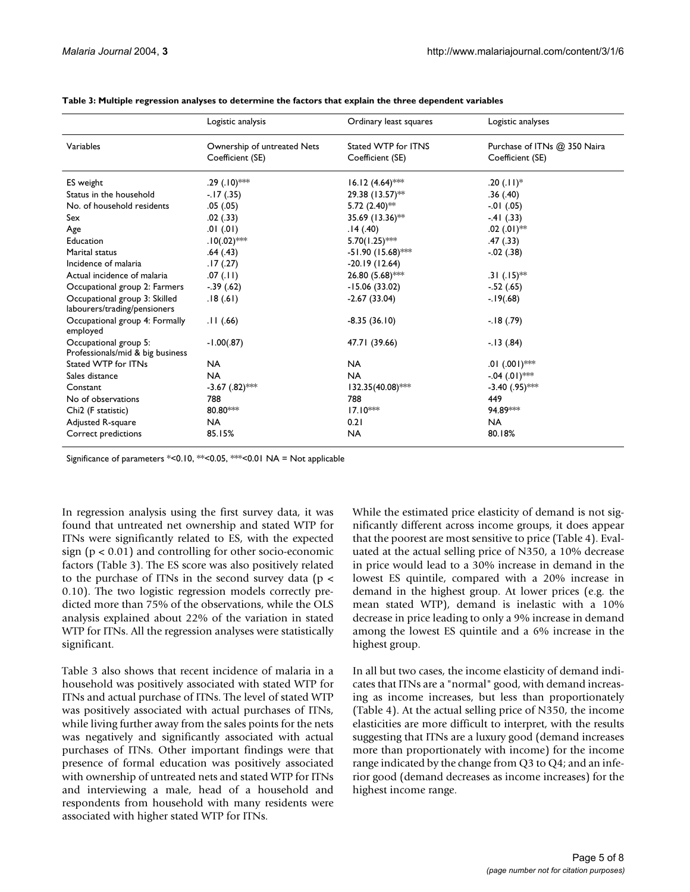**Table 3: Multiple regression analyses to determine the factors that explain the three dependent variables**

| | Logistic analysis | Ordinary least squares | Logistic analyses |
|---|---|---|---|
| Variables | Ownership of untreated Nets Coefficient (SE) | Stated WTP for ITNS Coefficient (SE) | Purchase of ITNs @ 350 Naira Coefficient (SE) |
| ES weight | .29 (.10)*** | 16.12 (4.64)*** | .20 (.11)* |
| Status in the household | -.17 (.35) | 29.38 (13.57)** | .36 (.40) |
| No. of household residents | .05 (.05) | 5.72 (2.40)** | -.01 (.05) |
| Sex | .02 (.33) | 35.69 (13.36)** | -.41 (.33) |
| Age | .01 (.01) | .14 (.40) | .02 (.01)** |
| Education | .10(.02)*** | 5.70(1.25)*** | .47 (.33) |
| Marital status | .64 (.43) | -51.90 (15.68)*** | -.02 (.38) |
| Incidence of malaria | .17 (.27) | -20.19 (12.64) | |
| Actual incidence of malaria | .07 (.11) | 26.80 (5.68)*** | .31 (.15)** |
| Occupational group 2: Farmers | -.39 (.62) | -15.06 (33.02) | -.52 (.65) |
| Occupational group 3: Skilled labourers/trading/pensioners | .18 (.61) | -2.67 (33.04) | -.19(.68) |
| Occupational group 4: Formally employed | .11 (.66) | -8.35 (36.10) | -.18 (.79) |
| Occupational group 5: Professionals/mid & big business | -1.00(.87) | 47.71 (39.66) | -.13 (.84) |
| Stated WTP for ITNs | NA | NA | .01 (.001)*** |
| Sales distance | NA | NA | -.04 (.01)*** |
| Constant | -3.67 (.82)*** | 132.35(40.08)*** | -3.40 (.95)*** |
| No of observations | 788 | 788 | 449 |
| Chi2 (F statistic) | 80.80*** | 17.10*** | 94.89*** |
| Adjusted R-square | NA | 0.21 | NA |
| Correct predictions | 85.15% | NA | 80.18% |

Significance of parameters *<0.10, **<0.05, ***<0.01 NA = Not applicable

In regression analysis using the first survey data, it was found that untreated net ownership and stated WTP for ITNs were significantly related to ES, with the expected sign ($p < 0.01$) and controlling for other socio-economic factors (Table 3). The ES score was also positively related to the purchase of ITNs in the second survey data ($p < 0.10$). The two logistic regression models correctly predicted more than 75% of the observations, while the OLS analysis explained about 22% of the variation in stated WTP for ITNs. All the regression analyses were statistically significant.

Table 3 also shows that recent incidence of malaria in a household was positively associated with stated WTP for ITNs and actual purchase of ITNs. The level of stated WTP was positively associated with actual purchases of ITNs, while living further away from the sales points for the nets was negatively and significantly associated with actual purchases of ITNs. Other important findings were that presence of formal education was positively associated with ownership of untreated nets and stated WTP for ITNs and interviewing a male, head of a household and respondents from household with many residents were associated with higher stated WTP for ITNs.

While the estimated price elasticity of demand is not significantly different across income groups, it does appear that the poorest are most sensitive to price (Table 4). Evaluated at the actual selling price of N350, a 10% decrease in price would lead to a 30% increase in demand in the lowest ES quintile, compared with a 20% increase in demand in the highest group. At lower prices (e.g. the mean stated WTP), demand is inelastic with a 10% decrease in price leading to only a 9% increase in demand among the lowest ES quintile and a 6% increase in the highest group.

In all but two cases, the income elasticity of demand indicates that ITNs are a "normal" good, with demand increasing as income increases, but less than proportionately (Table 4). At the actual selling price of N350, the income elasticities are more difficult to interpret, with the results suggesting that ITNs are a luxury good (demand increases more than proportionately with income) for the income range indicated by the change from Q3 to Q4; and an inferior good (demand decreases as income increases) for the highest income range.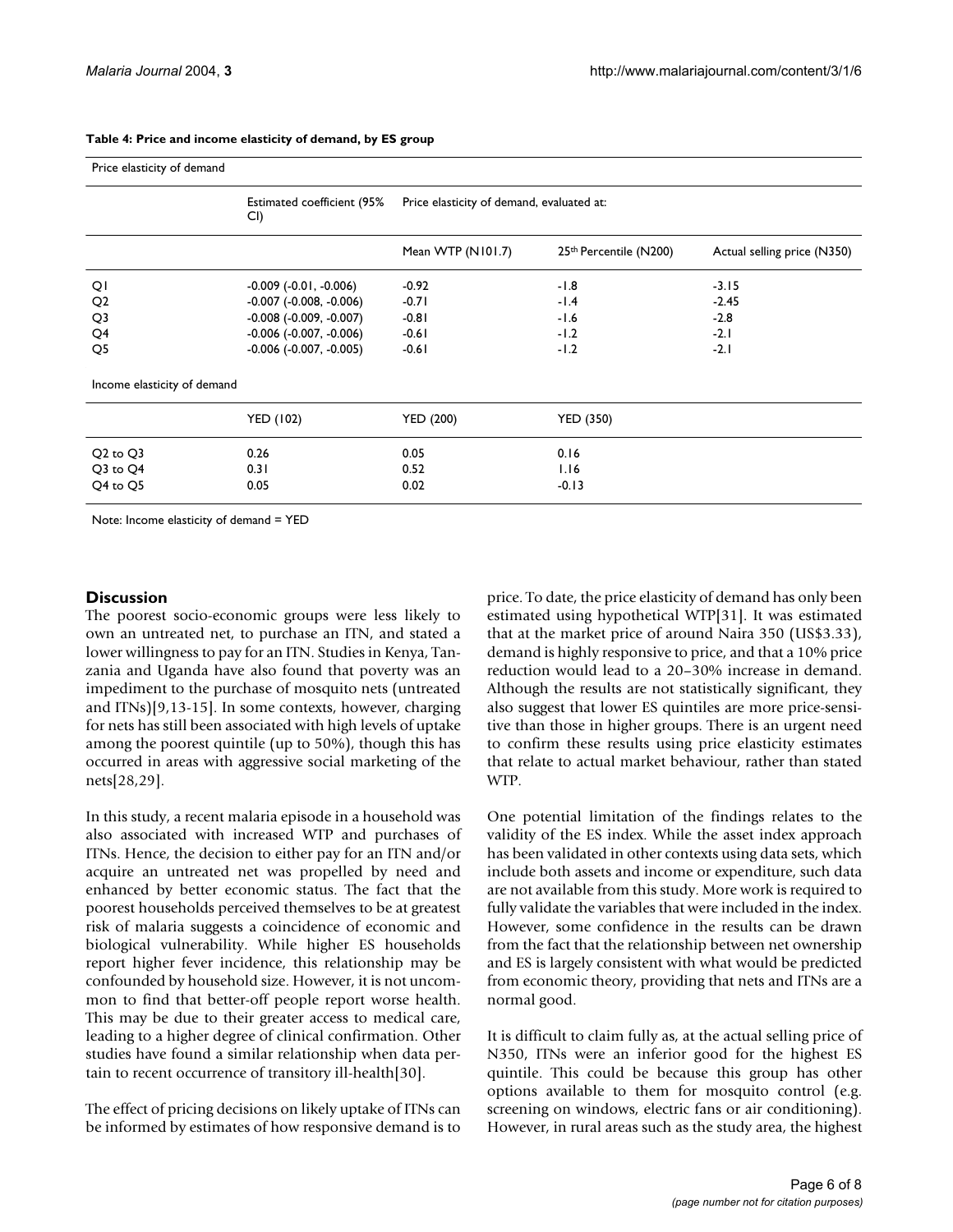**Table 4: Price and income elasticity of demand, by ES group**

| Price elasticity of demand | | | | |
|---|---|---|---|---|
| | Estimated coefficient (95% CI) | Price elasticity of demand, evaluated at: | | |
| | | Mean WTP (N101.7) | 25th Percentile (N200) | Actual selling price (N350) |
| Q1 | -0.009 (-0.01, -0.006) | -0.92 | -1.8 | -3.15 |
| Q2 | -0.007 (-0.008, -0.006) | -0.71 | -1.4 | -2.45 |
| Q3 | -0.008 (-0.009, -0.007) | -0.81 | -1.6 | -2.8 |
| Q4 | -0.006 (-0.007, -0.006) | -0.61 | -1.2 | -2.1 |
| Q5 | -0.006 (-0.007, -0.005) | -0.61 | -1.2 | -2.1 |
| Income elasticity of demand | | | | |
| | YED (102) | YED (200) | YED (350) | |
| Q2 to Q3 | 0.26 | 0.05 | 0.16 | |
| Q3 to Q4 | 0.31 | 0.52 | 1.16 | |
| Q4 to Q5 | 0.05 | 0.02 | -0.13 | |

Note: Income elasticity of demand = YED

## Discussion

The poorest socio-economic groups were less likely to own an untreated net, to purchase an ITN, and stated a lower willingness to pay for an ITN. Studies in Kenya, Tanzania and Uganda have also found that poverty was an impediment to the purchase of mosquito nets (untreated and ITNs)[9,13-15]. In some contexts, however, charging for nets has still been associated with high levels of uptake among the poorest quintile (up to 50%), though this has occurred in areas with aggressive social marketing of the nets[28,29].

In this study, a recent malaria episode in a household was also associated with increased WTP and purchases of ITNs. Hence, the decision to either pay for an ITN and/or acquire an untreated net was propelled by need and enhanced by better economic status. The fact that the poorest households perceived themselves to be at greatest risk of malaria suggests a coincidence of economic and biological vulnerability. While higher ES households report higher fever incidence, this relationship may be confounded by household size. However, it is not uncommon to find that better-off people report worse health. This may be due to their greater access to medical care, leading to a higher degree of clinical confirmation. Other studies have found a similar relationship when data pertain to recent occurrence of transitory ill-health[30].

The effect of pricing decisions on likely uptake of ITNs can be informed by estimates of how responsive demand is to price. To date, the price elasticity of demand has only been estimated using hypothetical WTP[31]. It was estimated that at the market price of around Naira 350 (US$3.33), demand is highly responsive to price, and that a 10% price reduction would lead to a 20–30% increase in demand. Although the results are not statistically significant, they also suggest that lower ES quintiles are more price-sensitive than those in higher groups. There is an urgent need to confirm these results using price elasticity estimates that relate to actual market behaviour, rather than stated WTP.

One potential limitation of the findings relates to the validity of the ES index. While the asset index approach has been validated in other contexts using data sets, which include both assets and income or expenditure, such data are not available from this study. More work is required to fully validate the variables that were included in the index. However, some confidence in the results can be drawn from the fact that the relationship between net ownership and ES is largely consistent with what would be predicted from economic theory, providing that nets and ITNs are a normal good.

It is difficult to claim fully as, at the actual selling price of N350, ITNs were an inferior good for the highest ES quintile. This could be because this group has other options available to them for mosquito control (e.g. screening on windows, electric fans or air conditioning). However, in rural areas such as the study area, the highest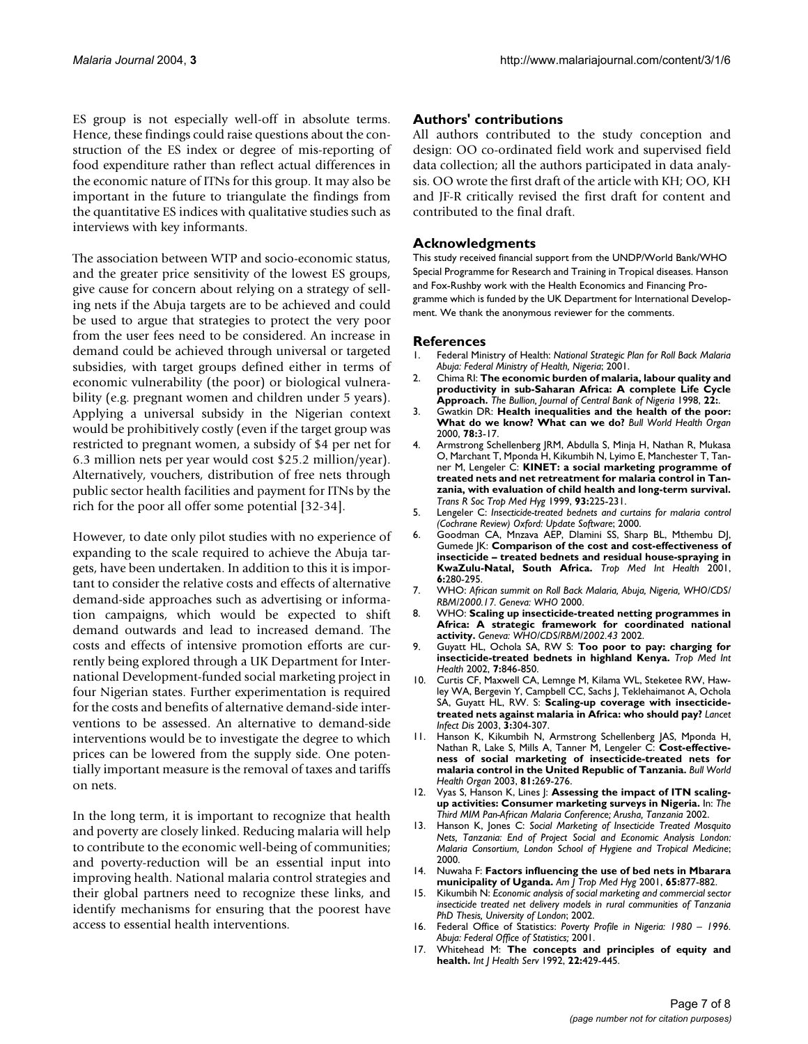ES group is not especially well-off in absolute terms. Hence, these findings could raise questions about the construction of the ES index or degree of mis-reporting of food expenditure rather than reflect actual differences in the economic nature of ITNs for this group. It may also be important in the future to triangulate the findings from the quantitative ES indices with qualitative studies such as interviews with key informants.

The association between WTP and socio-economic status, and the greater price sensitivity of the lowest ES groups, give cause for concern about relying on a strategy of selling nets if the Abuja targets are to be achieved and could be used to argue that strategies to protect the very poor from the user fees need to be considered. An increase in demand could be achieved through universal or targeted subsidies, with target groups defined either in terms of economic vulnerability (the poor) or biological vulnerability (e.g. pregnant women and children under 5 years). Applying a universal subsidy in the Nigerian context would be prohibitively costly (even if the target group was restricted to pregnant women, a subsidy of $4 per net for 6.3 million nets per year would cost $25.2 million/year). Alternatively, vouchers, distribution of free nets through public sector health facilities and payment for ITNs by the rich for the poor all offer some potential [32-34].

However, to date only pilot studies with no experience of expanding to the scale required to achieve the Abuja targets, have been undertaken. In addition to this it is important to consider the relative costs and effects of alternative demand-side approaches such as advertising or information campaigns, which would be expected to shift demand outwards and lead to increased demand. The costs and effects of intensive promotion efforts are currently being explored through a UK Department for International Development-funded social marketing project in four Nigerian states. Further experimentation is required for the costs and benefits of alternative demand-side interventions to be assessed. An alternative to demand-side interventions would be to investigate the degree to which prices can be lowered from the supply side. One potentially important measure is the removal of taxes and tariffs on nets.

In the long term, it is important to recognize that health and poverty are closely linked. Reducing malaria will help to contribute to the economic well-being of communities; and poverty-reduction will be an essential input into improving health. National malaria control strategies and their global partners need to recognize these links, and identify mechanisms for ensuring that the poorest have access to essential health interventions.

## Authors' contributions

All authors contributed to the study conception and design: OO co-ordinated field work and supervised field data collection; all the authors participated in data analysis. OO wrote the first draft of the article with KH; OO, KH and JF-R critically revised the first draft for content and contributed to the final draft.

## Acknowledgments

This study received financial support from the UNDP/World Bank/WHO Special Programme for Research and Training in Tropical diseases. Hanson and Fox-Rushby work with the Health Economics and Financing Programme which is funded by the UK Department for International Development. We thank the anonymous reviewer for the comments.

## References

1. Federal Ministry of Health: *National Strategic Plan for Roll Back Malaria Abuja: Federal Ministry of Health, Nigeria*; 2001.
2. Chima RI: **The economic burden of malaria, labour quality and productivity in sub-Saharan Africa: A complete Life Cycle Approach.** *The Bullion, Journal of Central Bank of Nigeria* 1998, **22:**.
3. Gwatkin DR: **Health inequalities and the health of the poor: What do we know? What can we do?** *Bull World Health Organ* 2000, **78:**3-17.
4. Armstrong Schellenberg JRM, Abdulla S, Minja H, Nathan R, Mukasa O, Marchant T, Mponda H, Kikumbih N, Lyimo E, Manchester T, Tanner M, Lengeler C: **KINET: a social marketing programme of treated nets and net retreatment for malaria control in Tanzania, with evaluation of child health and long-term survival.** *Trans R Soc Trop Med Hyg* 1999, **93:**225-231.
5. Lengeler C: *Insecticide-treated bednets and curtains for malaria control (Cochrane Review) Oxford: Update Software*; 2000.
6. Goodman CA, Mnzava AEP, Dlamini SS, Sharp BL, Mthembu DJ, Gumede JK: **Comparison of the cost and cost-effectiveness of insecticide – treated bednets and residual house-spraying in KwaZulu-Natal, South Africa.** *Trop Med Int Health* 2001, **6:**280-295.
7. WHO: *African summit on Roll Back Malaria, Abuja, Nigeria, WHO/CDS/RBM/2000.17. Geneva: WHO* 2000.
8. WHO: **Scaling up insecticide-treated netting programmes in Africa: A strategic framework for coordinated national activity.** *Geneva: WHO/CDS/RBM/2002.43* 2002.
9. Guyatt HL, Ochola SA, RW S: **Too poor to pay: charging for insecticide-treated bednets in highland Kenya.** *Trop Med Int Health* 2002, **7:**846-850.
10. Curtis CF, Maxwell CA, Lemnge M, Kilama WL, Steketee RW, Hawley WA, Bergevin Y, Campbell CC, Sachs J, Teklehaimanot A, Ochola SA, Guyatt HL, RW. S: **Scaling-up coverage with insecticide-treated nets against malaria in Africa: who should pay?** *Lancet Infect Dis* 2003, **3:**304-307.
11. Hanson K, Kikumbih N, Armstrong Schellenberg JAS, Mponda H, Nathan R, Lake S, Mills A, Tanner M, Lengeler C: **Cost-effectiveness of social marketing of insecticide-treated nets for malaria control in the United Republic of Tanzania.** *Bull World Health Organ* 2003, **81:**269-276.
12. Vyas S, Hanson K, Lines J: **Assessing the impact of ITN scaling-up activities: Consumer marketing surveys in Nigeria.** In: *The Third MIM Pan-African Malaria Conference; Arusha, Tanzania* 2002.
13. Hanson K, Jones C: *Social Marketing of Insecticide Treated Mosquito Nets, Tanzania: End of Project Social and Economic Analysis London: Malaria Consortium, London School of Hygiene and Tropical Medicine*; 2000.
14. Nuwaha F: **Factors influencing the use of bed nets in Mbarara municipality of Uganda.** *Am J Trop Med Hyg* 2001, **65:**877-882.
15. Kikumbih N: *Economic analysis of social marketing and commercial sector insecticide treated net delivery models in rural communities of Tanzania PhD Thesis, University of London*; 2002.
16. Federal Office of Statistics: *Poverty Profile in Nigeria: 1980 – 1996. Abuja: Federal Office of Statistics;* 2001.
17. Whitehead M: **The concepts and principles of equity and health.** *Int J Health Serv* 1992, **22:**429-445.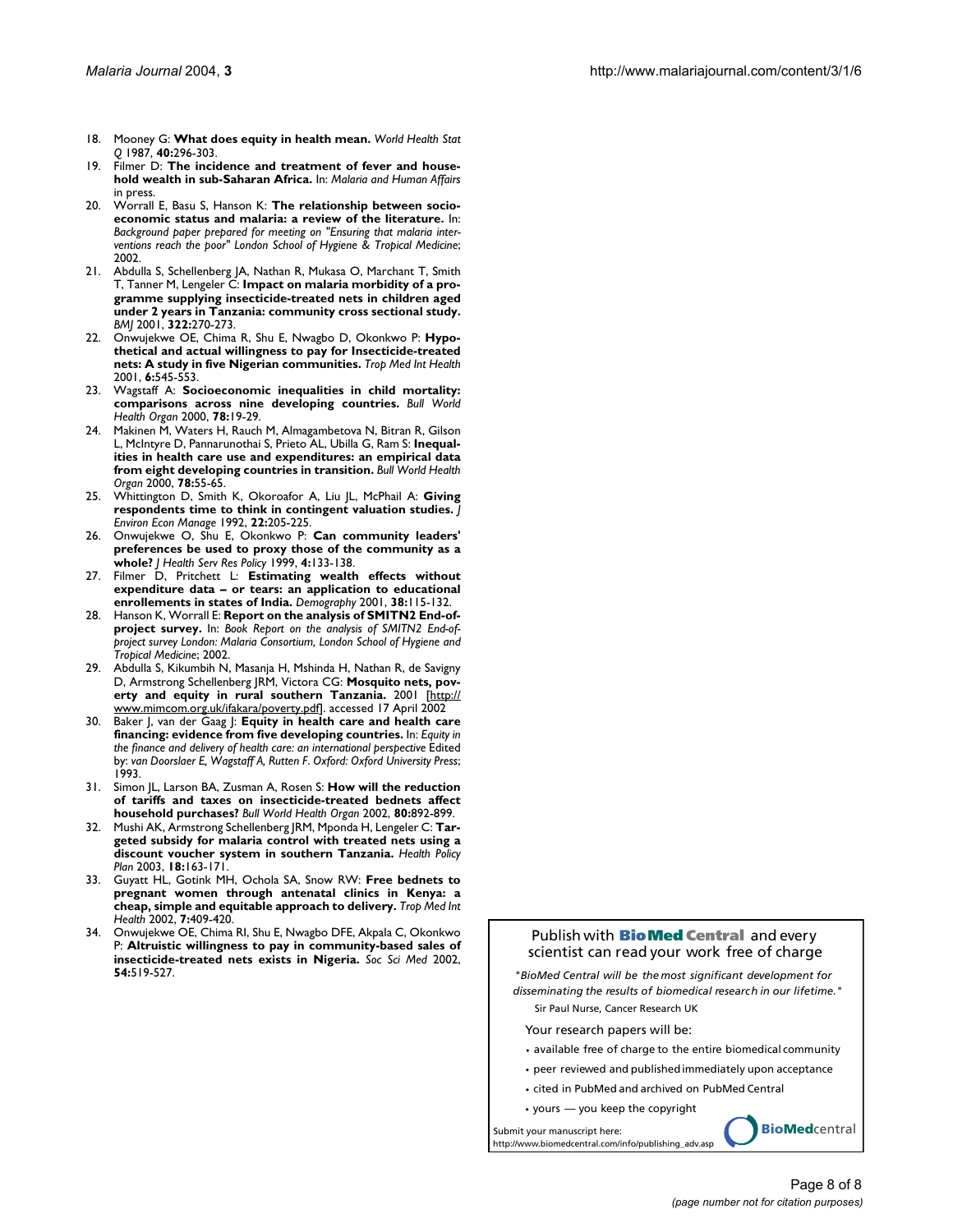18. Mooney G: **What does equity in health mean.** *World Health Stat Q* 1987, **40:**296-303.
19. Filmer D: **The incidence and treatment of fever and household wealth in sub-Saharan Africa.** In: *Malaria and Human Affairs* in press.
20. Worrall E, Basu S, Hanson K: **The relationship between socio-economic status and malaria: a review of the literature.** In: *Background paper prepared for meeting on "Ensuring that malaria interventions reach the poor" London School of Hygiene & Tropical Medicine*; 2002.
21. Abdulla S, Schellenberg JA, Nathan R, Mukasa O, Marchant T, Smith T, Tanner M, Lengeler C: **Impact on malaria morbidity of a programme supplying insecticide-treated nets in children aged under 2 years in Tanzania: community cross sectional study.** *BMJ* 2001, **322:**270-273.
22. Onwujekwe OE, Chima R, Shu E, Nwagbo D, Okonkwo P: **Hypothetical and actual willingness to pay for Insecticide-treated nets: A study in five Nigerian communities.** *Trop Med Int Health* 2001, **6:**545-553.
23. Wagstaff A: **Socioeconomic inequalities in child mortality: comparisons across nine developing countries.** *Bull World Health Organ* 2000, **78:**19-29.
24. Makinen M, Waters H, Rauch M, Almagambetova N, Bitran R, Gilson L, McIntyre D, Pannarunothai S, Prieto AL, Ubilla G, Ram S: **Inequalities in health care use and expenditures: an empirical data from eight developing countries in transition.** *Bull World Health Organ* 2000, **78:**55-65.
25. Whittington D, Smith K, Okoroafor A, Liu JL, McPhail A: **Giving respondents time to think in contingent valuation studies.** *J Environ Econ Manage* 1992, **22:**205-225.
26. Onwujekwe O, Shu E, Okonkwo P: **Can community leaders' preferences be used to proxy those of the community as a whole?** *J Health Serv Res Policy* 1999, **4:**133-138.
27. Filmer D, Pritchett L: **Estimating wealth effects without expenditure data – or tears: an application to educational enrollements in states of India.** *Demography* 2001, **38:**115-132.
28. Hanson K, Worrall E: **Report on the analysis of SMITN2 End-of-project survey.** In: *Book Report on the analysis of SMITN2 End-of-project survey London: Malaria Consortium, London School of Hygiene and Tropical Medicine*; 2002.
29. Abdulla S, Kikumbih N, Masanja H, Mshinda H, Nathan R, de Savigny D, Armstrong Schellenberg JRM, Victora CG: **Mosquito nets, poverty and equity in rural southern Tanzania.** 2001 [http://www.mimcom.org.uk/ifakara/poverty.pdf]. accessed 17 April 2002
30. Baker J, van der Gaag J: **Equity in health care and health care financing: evidence from five developing countries.** In: *Equity in the finance and delivery of health care: an international perspective* Edited by: *van Doorslaer E, Wagstaff A, Rutten F. Oxford: Oxford University Press*; 1993.
31. Simon JL, Larson BA, Zusman A, Rosen S: **How will the reduction of tariffs and taxes on insecticide-treated bednets affect household purchases?** *Bull World Health Organ* 2002, **80:**892-899.
32. Mushi AK, Armstrong Schellenberg JRM, Mponda H, Lengeler C: **Targeted subsidy for malaria control with treated nets using a discount voucher system in southern Tanzania.** *Health Policy Plan* 2003, **18:**163-171.
33. Guyatt HL, Gotink MH, Ochola SA, Snow RW: **Free bednets to pregnant women through antenatal clinics in Kenya: a cheap, simple and equitable approach to delivery.** *Trop Med Int Health* 2002, **7:**409-420.
34. Onwujekwe OE, Chima RI, Shu E, Nwagbo DFE, Akpala C, Okonkwo P: **Altruistic willingness to pay in community-based sales of insecticide-treated nets exists in Nigeria.** *Soc Sci Med* 2002, **54:**519-527.

Publish with **BioMed Central** and every scientist can read your work free of charge

*"BioMed Central will be the most significant development for disseminating the results of biomedical research in our lifetime."*

Sir Paul Nurse, Cancer Research UK

Your research papers will be:

- available free of charge to the entire biomedical community
- peer reviewed and published immediately upon acceptance
- cited in PubMed and archived on PubMed Central
- yours — you keep the copyright

Submit your manuscript here:
http://www.biomedcentral.com/info/publishing_adv.asp

BioMedcentral